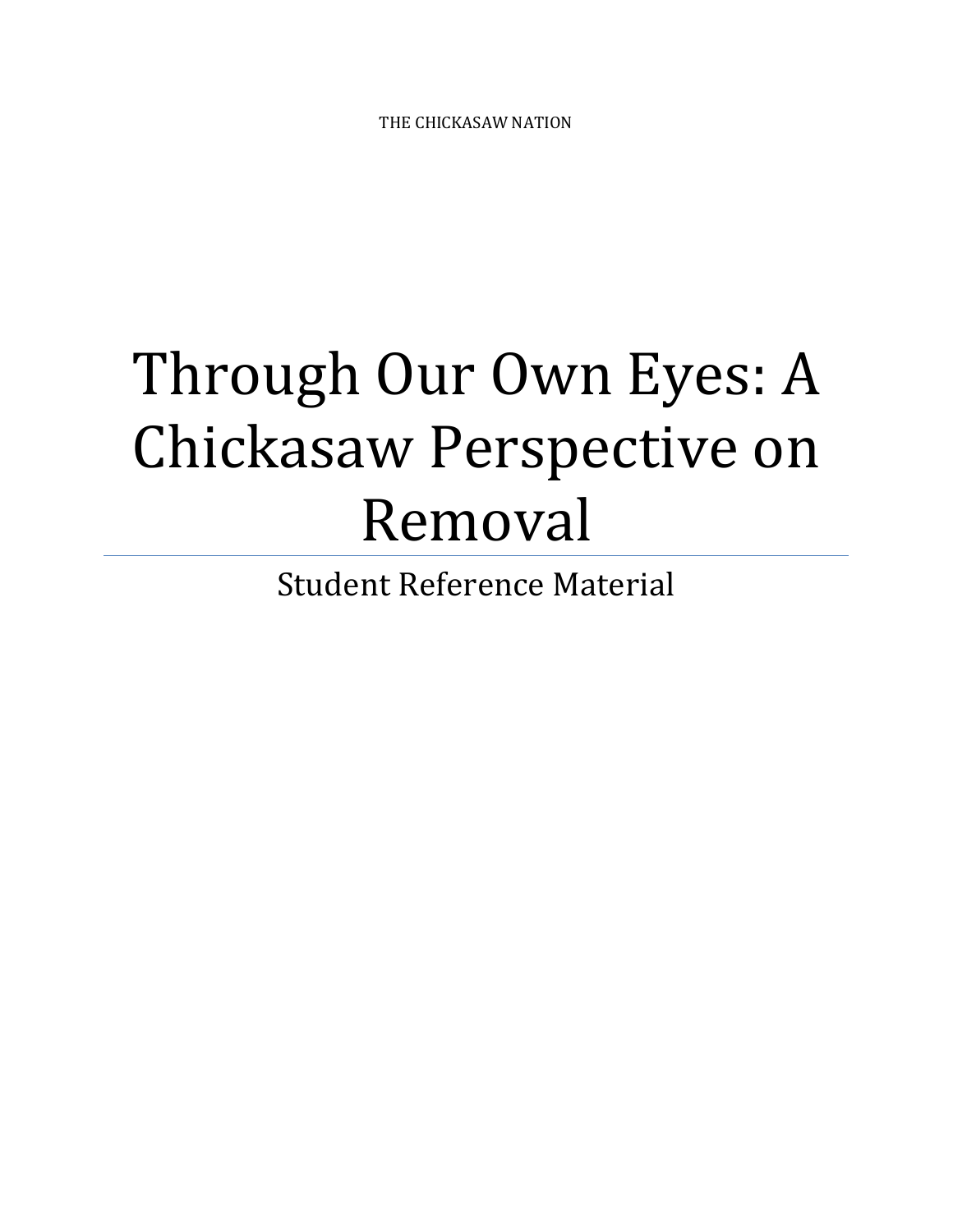THE CHICKASAW NATION

# Through Our Own Eyes: A Chickasaw Perspective on Removal

Student Reference Material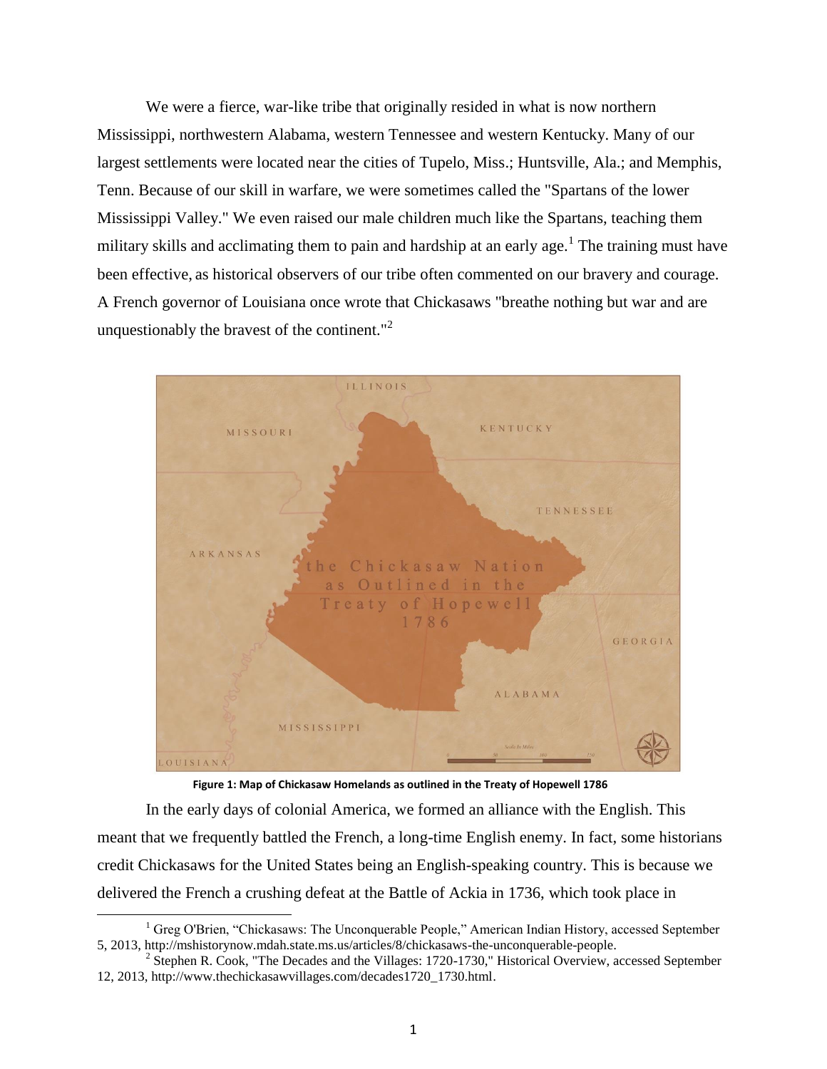We were a fierce, war-like tribe that originally resided in what is now northern Mississippi, northwestern Alabama, western Tennessee and western Kentucky. Many of our largest settlements were located near the cities of Tupelo, Miss.; Huntsville, Ala.; and Memphis, Tenn. Because of our skill in warfare, we were sometimes called the "Spartans of the lower Mississippi Valley." We even raised our male children much like the Spartans, teaching them military skills and acclimating them to pain and hardship at an early age.[1] The training must have been effective, as historical observers of our tribe often commented on our bravery and courage. A French governor of Louisiana once wrote that Chickasaws "breathe nothing but war and are unquestionably the bravest of the continent."[2]

**Figure 1: Map of Chickasaw Homelands as outlined in the Treaty of Hopewell 1786**

In the early days of colonial America, we formed an alliance with the English. This meant that we frequently battled the French, a long-time English enemy. In fact, some historians credit Chickasaws for the United States being an English-speaking country. This is because we delivered the French a crushing defeat at the Battle of Ackia in 1736, which took place in

---

[1] Greg O'Brien, "Chickasaws: The Unconquerable People," American Indian History, accessed September 5, 2013, http://mshistorynow.mdah.state.ms.us/articles/8/chickasaws-the-unconquerable-people.

[2] Stephen R. Cook, "The Decades and the Villages: 1720-1730," Historical Overview, accessed September 12, 2013, http://www.thechickasawvillages.com/decades1720_1730.html.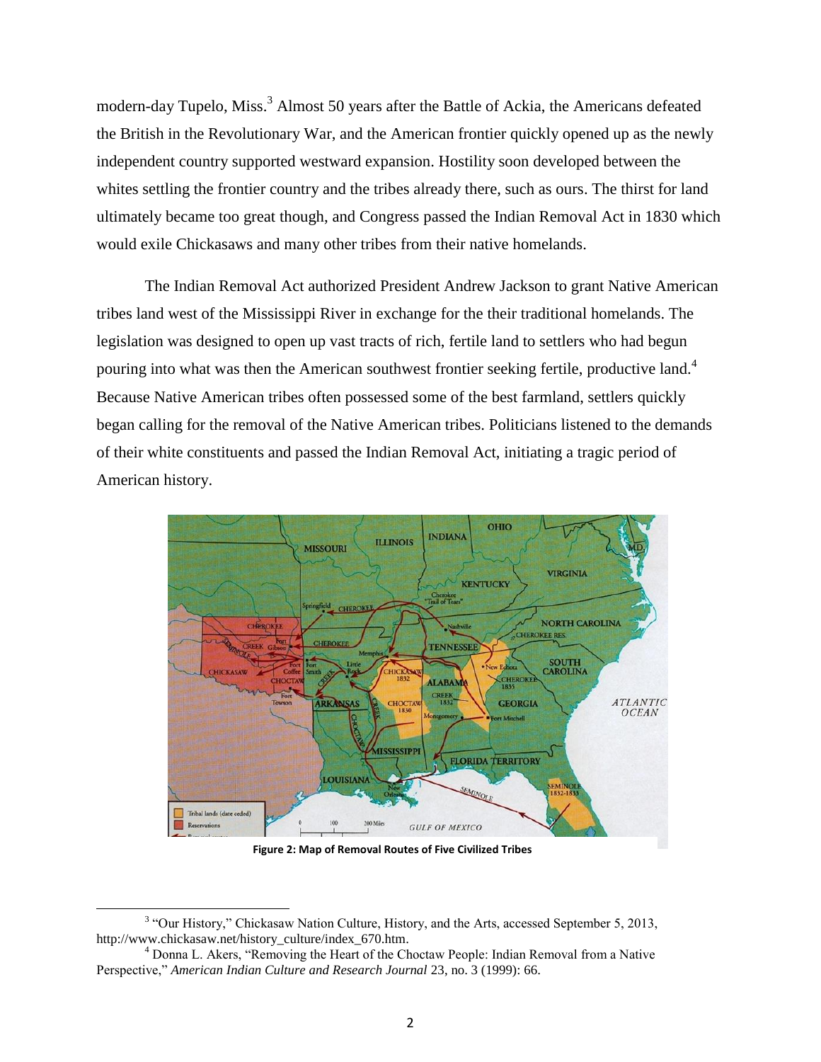modern-day Tupelo, Miss.[3] Almost 50 years after the Battle of Ackia, the Americans defeated the British in the Revolutionary War, and the American frontier quickly opened up as the newly independent country supported westward expansion. Hostility soon developed between the whites settling the frontier country and the tribes already there, such as ours. The thirst for land ultimately became too great though, and Congress passed the Indian Removal Act in 1830 which would exile Chickasaws and many other tribes from their native homelands.

The Indian Removal Act authorized President Andrew Jackson to grant Native American tribes land west of the Mississippi River in exchange for the their traditional homelands. The legislation was designed to open up vast tracts of rich, fertile land to settlers who had begun pouring into what was then the American southwest frontier seeking fertile, productive land.[4] Because Native American tribes often possessed some of the best farmland, settlers quickly began calling for the removal of the Native American tribes. Politicians listened to the demands of their white constituents and passed the Indian Removal Act, initiating a tragic period of American history.

**Figure 2: Map of Removal Routes of Five Civilized Tribes**

---

[3] "Our History," Chickasaw Nation Culture, History, and the Arts, accessed September 5, 2013, http://www.chickasaw.net/history_culture/index_670.htm.

[4] Donna L. Akers, "Removing the Heart of the Choctaw People: Indian Removal from a Native Perspective," *American Indian Culture and Research Journal* 23, no. 3 (1999): 66.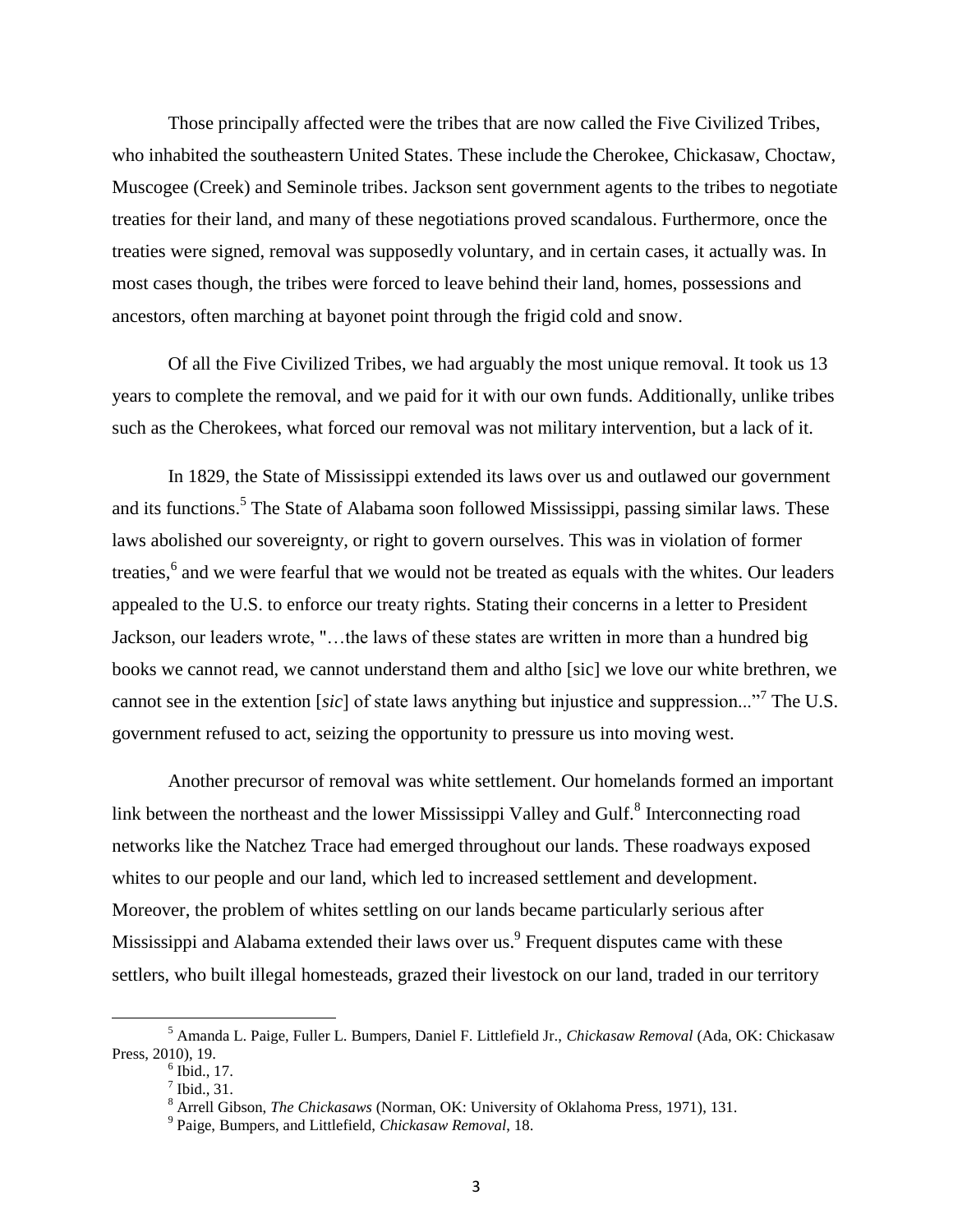Those principally affected were the tribes that are now called the Five Civilized Tribes, who inhabited the southeastern United States. These include the Cherokee, Chickasaw, Choctaw, Muscogee (Creek) and Seminole tribes. Jackson sent government agents to the tribes to negotiate treaties for their land, and many of these negotiations proved scandalous. Furthermore, once the treaties were signed, removal was supposedly voluntary, and in certain cases, it actually was. In most cases though, the tribes were forced to leave behind their land, homes, possessions and ancestors, often marching at bayonet point through the frigid cold and snow.

Of all the Five Civilized Tribes, we had arguably the most unique removal. It took us 13 years to complete the removal, and we paid for it with our own funds. Additionally, unlike tribes such as the Cherokees, what forced our removal was not military intervention, but a lack of it.

In 1829, the State of Mississippi extended its laws over us and outlawed our government and its functions.[5] The State of Alabama soon followed Mississippi, passing similar laws. These laws abolished our sovereignty, or right to govern ourselves. This was in violation of former treaties,[6] and we were fearful that we would not be treated as equals with the whites. Our leaders appealed to the U.S. to enforce our treaty rights. Stating their concerns in a letter to President Jackson, our leaders wrote, "…the laws of these states are written in more than a hundred big books we cannot read, we cannot understand them and altho [sic] we love our white brethren, we cannot see in the extention [*sic*] of state laws anything but injustice and suppression..."[7] The U.S. government refused to act, seizing the opportunity to pressure us into moving west.

Another precursor of removal was white settlement. Our homelands formed an important link between the northeast and the lower Mississippi Valley and Gulf.[8] Interconnecting road networks like the Natchez Trace had emerged throughout our lands. These roadways exposed whites to our people and our land, which led to increased settlement and development. Moreover, the problem of whites settling on our lands became particularly serious after Mississippi and Alabama extended their laws over us.[9] Frequent disputes came with these settlers, who built illegal homesteads, grazed their livestock on our land, traded in our territory

---

[5] Amanda L. Paige, Fuller L. Bumpers, Daniel F. Littlefield Jr., *Chickasaw Removal* (Ada, OK: Chickasaw Press, 2010), 19.

[6] Ibid., 17.

[7] Ibid., 31.

[8] Arrell Gibson, *The Chickasaws* (Norman, OK: University of Oklahoma Press, 1971), 131.

[9] Paige, Bumpers, and Littlefield, *Chickasaw Removal*, 18.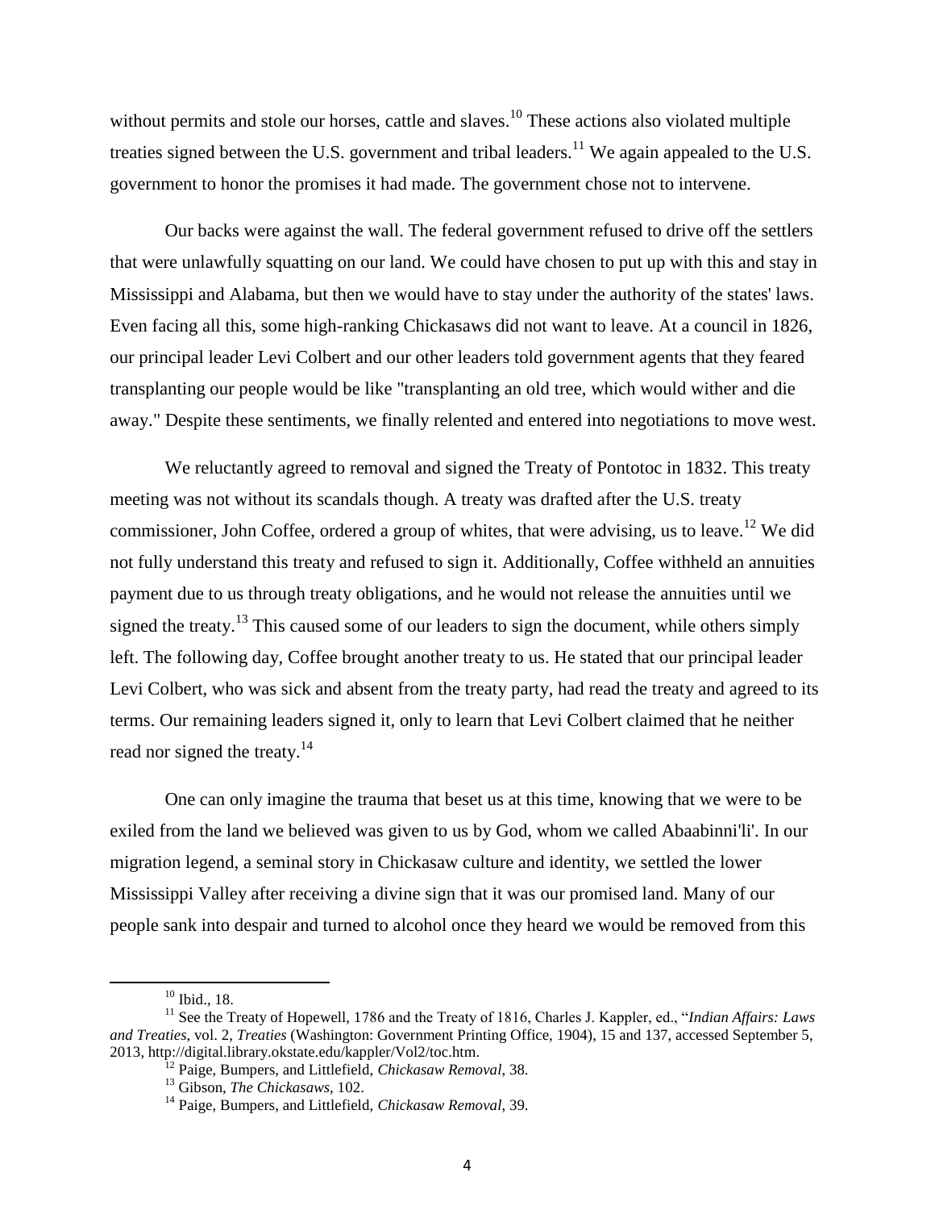without permits and stole our horses, cattle and slaves.[10] These actions also violated multiple treaties signed between the U.S. government and tribal leaders.[11] We again appealed to the U.S. government to honor the promises it had made. The government chose not to intervene.

Our backs were against the wall. The federal government refused to drive off the settlers that were unlawfully squatting on our land. We could have chosen to put up with this and stay in Mississippi and Alabama, but then we would have to stay under the authority of the states' laws. Even facing all this, some high-ranking Chickasaws did not want to leave. At a council in 1826, our principal leader Levi Colbert and our other leaders told government agents that they feared transplanting our people would be like "transplanting an old tree, which would wither and die away." Despite these sentiments, we finally relented and entered into negotiations to move west.

We reluctantly agreed to removal and signed the Treaty of Pontotoc in 1832. This treaty meeting was not without its scandals though. A treaty was drafted after the U.S. treaty commissioner, John Coffee, ordered a group of whites, that were advising, us to leave.[12] We did not fully understand this treaty and refused to sign it. Additionally, Coffee withheld an annuities payment due to us through treaty obligations, and he would not release the annuities until we signed the treaty.[13] This caused some of our leaders to sign the document, while others simply left. The following day, Coffee brought another treaty to us. He stated that our principal leader Levi Colbert, who was sick and absent from the treaty party, had read the treaty and agreed to its terms. Our remaining leaders signed it, only to learn that Levi Colbert claimed that he neither read nor signed the treaty.[14]

One can only imagine the trauma that beset us at this time, knowing that we were to be exiled from the land we believed was given to us by God, whom we called Abaabinni'li'. In our migration legend, a seminal story in Chickasaw culture and identity, we settled the lower Mississippi Valley after receiving a divine sign that it was our promised land. Many of our people sank into despair and turned to alcohol once they heard we would be removed from this

---

[10] Ibid., 18.

[11] See the Treaty of Hopewell, 1786 and the Treaty of 1816, Charles J. Kappler, ed., "*Indian Affairs: Laws and Treaties*, vol. 2, *Treaties* (Washington: Government Printing Office, 1904), 15 and 137, accessed September 5, 2013, http://digital.library.okstate.edu/kappler/Vol2/toc.htm.

[12] Paige, Bumpers, and Littlefield, *Chickasaw Removal*, 38.

[13] Gibson, *The Chickasaws*, 102.

[14] Paige, Bumpers, and Littlefield, *Chickasaw Removal*, 39.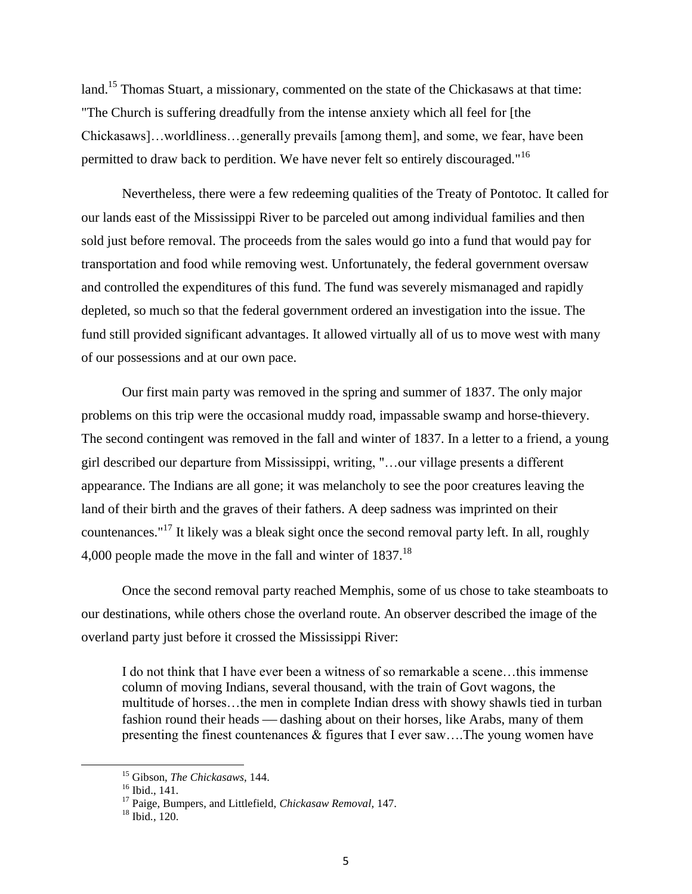land.[15] Thomas Stuart, a missionary, commented on the state of the Chickasaws at that time: "The Church is suffering dreadfully from the intense anxiety which all feel for [the Chickasaws]…worldliness…generally prevails [among them], and some, we fear, have been permitted to draw back to perdition. We have never felt so entirely discouraged."[16]

Nevertheless, there were a few redeeming qualities of the Treaty of Pontotoc. It called for our lands east of the Mississippi River to be parceled out among individual families and then sold just before removal. The proceeds from the sales would go into a fund that would pay for transportation and food while removing west. Unfortunately, the federal government oversaw and controlled the expenditures of this fund. The fund was severely mismanaged and rapidly depleted, so much so that the federal government ordered an investigation into the issue. The fund still provided significant advantages. It allowed virtually all of us to move west with many of our possessions and at our own pace.

Our first main party was removed in the spring and summer of 1837. The only major problems on this trip were the occasional muddy road, impassable swamp and horse-thievery. The second contingent was removed in the fall and winter of 1837. In a letter to a friend, a young girl described our departure from Mississippi, writing, "…our village presents a different appearance. The Indians are all gone; it was melancholy to see the poor creatures leaving the land of their birth and the graves of their fathers. A deep sadness was imprinted on their countenances."[17] It likely was a bleak sight once the second removal party left. In all, roughly 4,000 people made the move in the fall and winter of 1837.[18]

Once the second removal party reached Memphis, some of us chose to take steamboats to our destinations, while others chose the overland route. An observer described the image of the overland party just before it crossed the Mississippi River:

> I do not think that I have ever been a witness of so remarkable a scene…this immense column of moving Indians, several thousand, with the train of Govt wagons, the multitude of horses…the men in complete Indian dress with showy shawls tied in turban fashion round their heads — dashing about on their horses, like Arabs, many of them presenting the finest countenances & figures that I ever saw….The young women have

[15] Gibson, *The Chickasaws*, 144.
[16] Ibid., 141.
[17] Paige, Bumpers, and Littlefield, *Chickasaw Removal*, 147.
[18] Ibid., 120.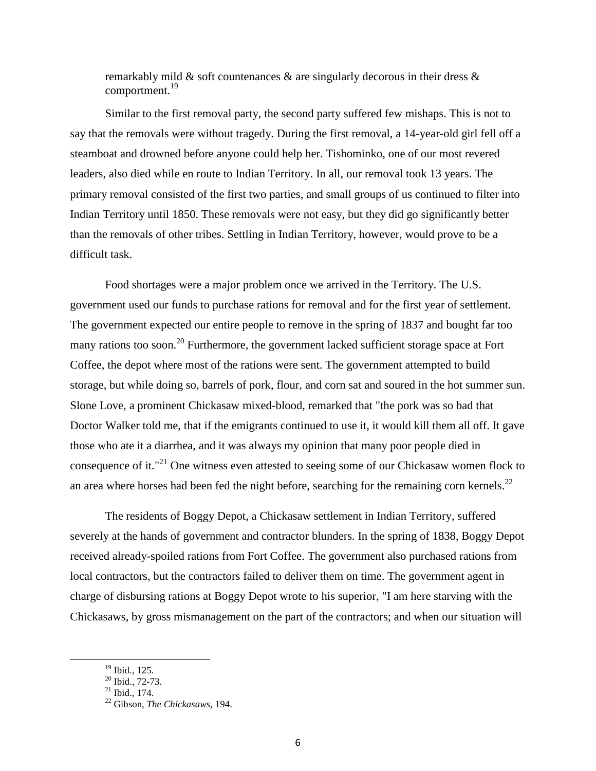remarkably mild & soft countenances & are singularly decorous in their dress & comportment.[19]

Similar to the first removal party, the second party suffered few mishaps. This is not to say that the removals were without tragedy. During the first removal, a 14-year-old girl fell off a steamboat and drowned before anyone could help her. Tishominko, one of our most revered leaders, also died while en route to Indian Territory. In all, our removal took 13 years. The primary removal consisted of the first two parties, and small groups of us continued to filter into Indian Territory until 1850. These removals were not easy, but they did go significantly better than the removals of other tribes. Settling in Indian Territory, however, would prove to be a difficult task.

Food shortages were a major problem once we arrived in the Territory. The U.S. government used our funds to purchase rations for removal and for the first year of settlement. The government expected our entire people to remove in the spring of 1837 and bought far too many rations too soon.[20] Furthermore, the government lacked sufficient storage space at Fort Coffee, the depot where most of the rations were sent. The government attempted to build storage, but while doing so, barrels of pork, flour, and corn sat and soured in the hot summer sun. Slone Love, a prominent Chickasaw mixed-blood, remarked that "the pork was so bad that Doctor Walker told me, that if the emigrants continued to use it, it would kill them all off. It gave those who ate it a diarrhea, and it was always my opinion that many poor people died in consequence of it."[21] One witness even attested to seeing some of our Chickasaw women flock to an area where horses had been fed the night before, searching for the remaining corn kernels.[22]

The residents of Boggy Depot, a Chickasaw settlement in Indian Territory, suffered severely at the hands of government and contractor blunders. In the spring of 1838, Boggy Depot received already-spoiled rations from Fort Coffee. The government also purchased rations from local contractors, but the contractors failed to deliver them on time. The government agent in charge of disbursing rations at Boggy Depot wrote to his superior, "I am here starving with the Chickasaws, by gross mismanagement on the part of the contractors; and when our situation will

---

[19] Ibid., 125.
[20] Ibid., 72-73.
[21] Ibid., 174.
[22] Gibson, *The Chickasaws*, 194.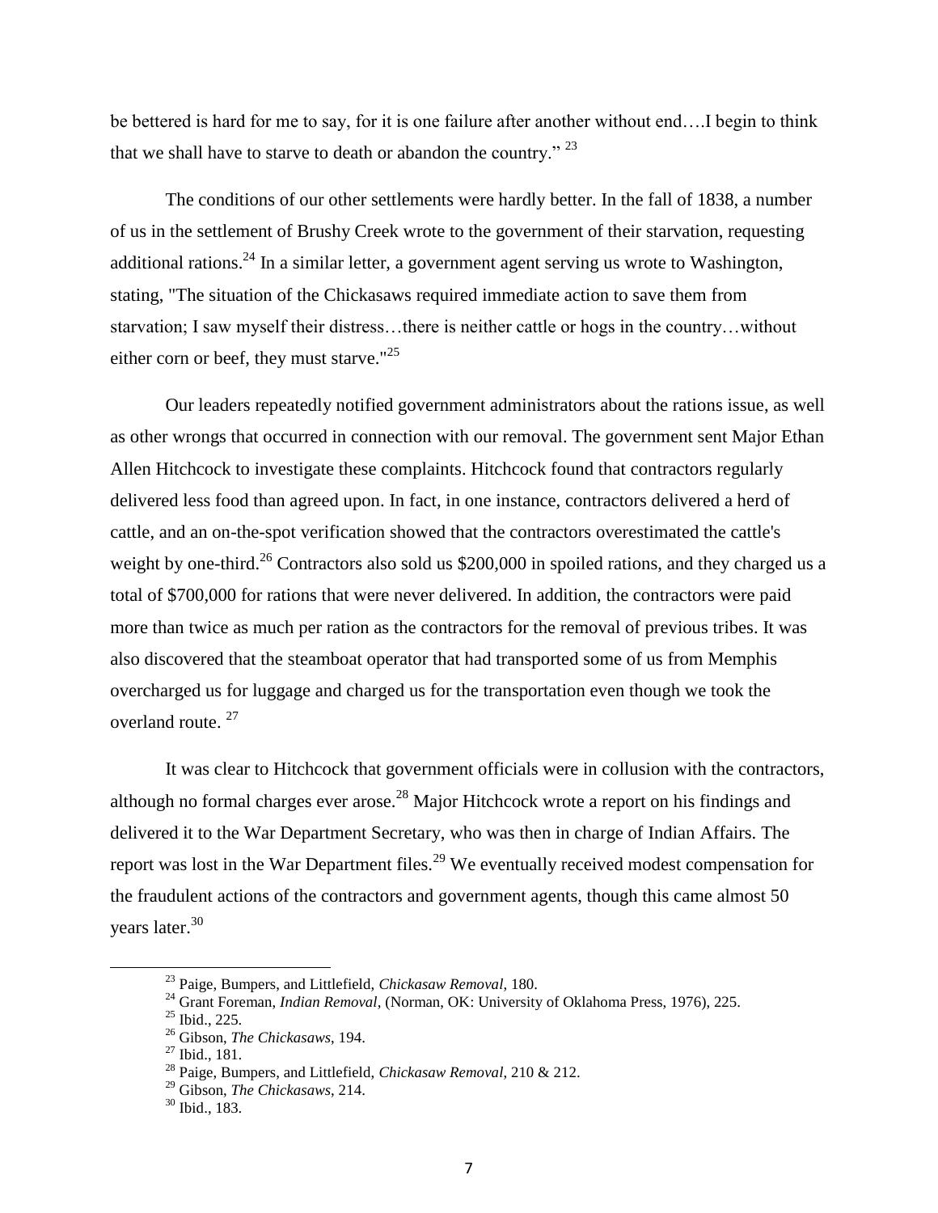be bettered is hard for me to say, for it is one failure after another without end….I begin to think that we shall have to starve to death or abandon the country." [23]

The conditions of our other settlements were hardly better. In the fall of 1838, a number of us in the settlement of Brushy Creek wrote to the government of their starvation, requesting additional rations.[24] In a similar letter, a government agent serving us wrote to Washington, stating, "The situation of the Chickasaws required immediate action to save them from starvation; I saw myself their distress…there is neither cattle or hogs in the country…without either corn or beef, they must starve."[25]

Our leaders repeatedly notified government administrators about the rations issue, as well as other wrongs that occurred in connection with our removal. The government sent Major Ethan Allen Hitchcock to investigate these complaints. Hitchcock found that contractors regularly delivered less food than agreed upon. In fact, in one instance, contractors delivered a herd of cattle, and an on-the-spot verification showed that the contractors overestimated the cattle's weight by one-third.[26] Contractors also sold us $200,000 in spoiled rations, and they charged us a total of $700,000 for rations that were never delivered. In addition, the contractors were paid more than twice as much per ration as the contractors for the removal of previous tribes. It was also discovered that the steamboat operator that had transported some of us from Memphis overcharged us for luggage and charged us for the transportation even though we took the overland route. [27]

It was clear to Hitchcock that government officials were in collusion with the contractors, although no formal charges ever arose.[28] Major Hitchcock wrote a report on his findings and delivered it to the War Department Secretary, who was then in charge of Indian Affairs. The report was lost in the War Department files.[29] We eventually received modest compensation for the fraudulent actions of the contractors and government agents, though this came almost 50 years later.[30]

---

[23] Paige, Bumpers, and Littlefield, *Chickasaw Removal*, 180.
[24] Grant Foreman, *Indian Removal*, (Norman, OK: University of Oklahoma Press, 1976), 225.
[25] Ibid., 225.
[26] Gibson, *The Chickasaws*, 194.
[27] Ibid., 181.
[28] Paige, Bumpers, and Littlefield, *Chickasaw Removal*, 210 & 212.
[29] Gibson, *The Chickasaws*, 214.
[30] Ibid., 183.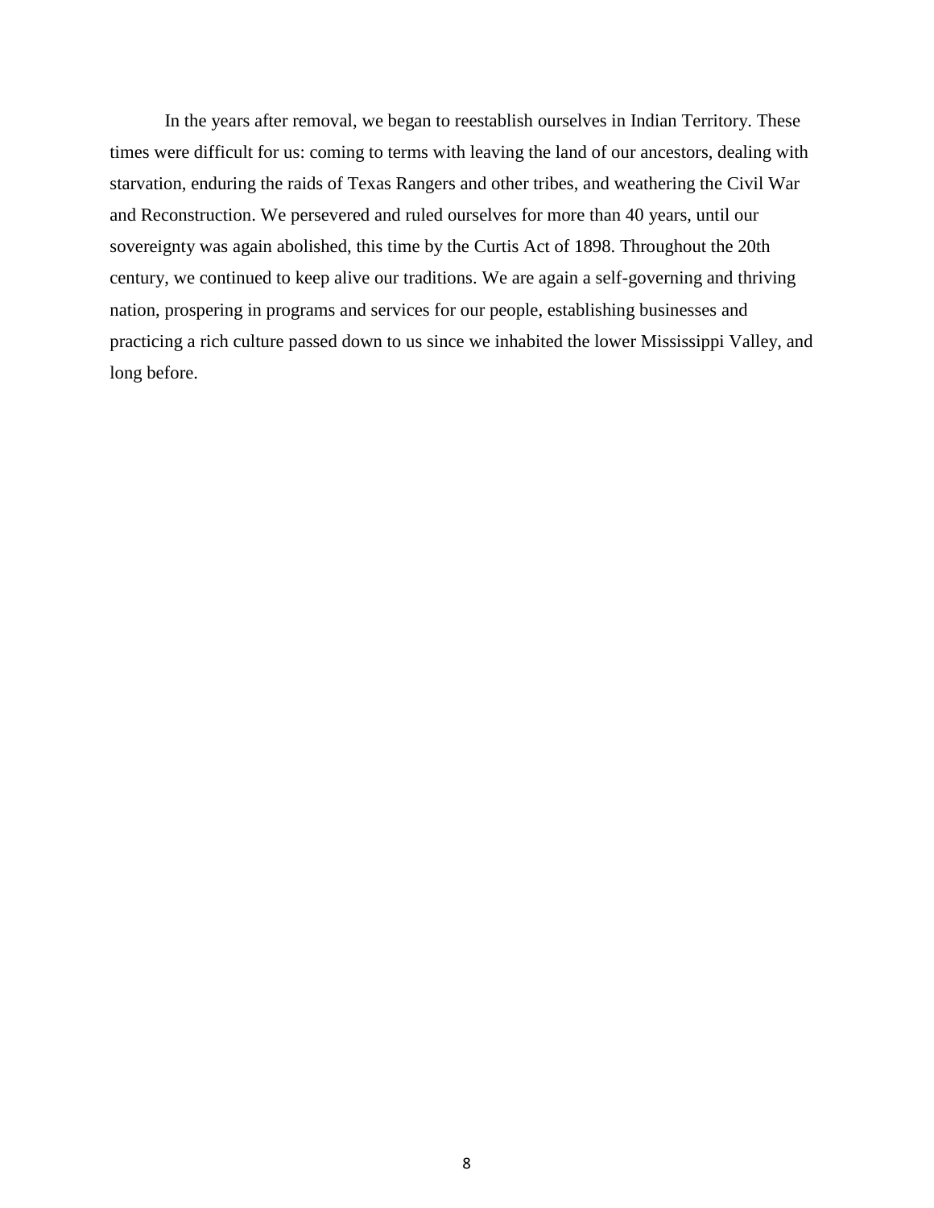In the years after removal, we began to reestablish ourselves in Indian Territory. These times were difficult for us: coming to terms with leaving the land of our ancestors, dealing with starvation, enduring the raids of Texas Rangers and other tribes, and weathering the Civil War and Reconstruction. We persevered and ruled ourselves for more than 40 years, until our sovereignty was again abolished, this time by the Curtis Act of 1898. Throughout the 20th century, we continued to keep alive our traditions. We are again a self-governing and thriving nation, prospering in programs and services for our people, establishing businesses and practicing a rich culture passed down to us since we inhabited the lower Mississippi Valley, and long before.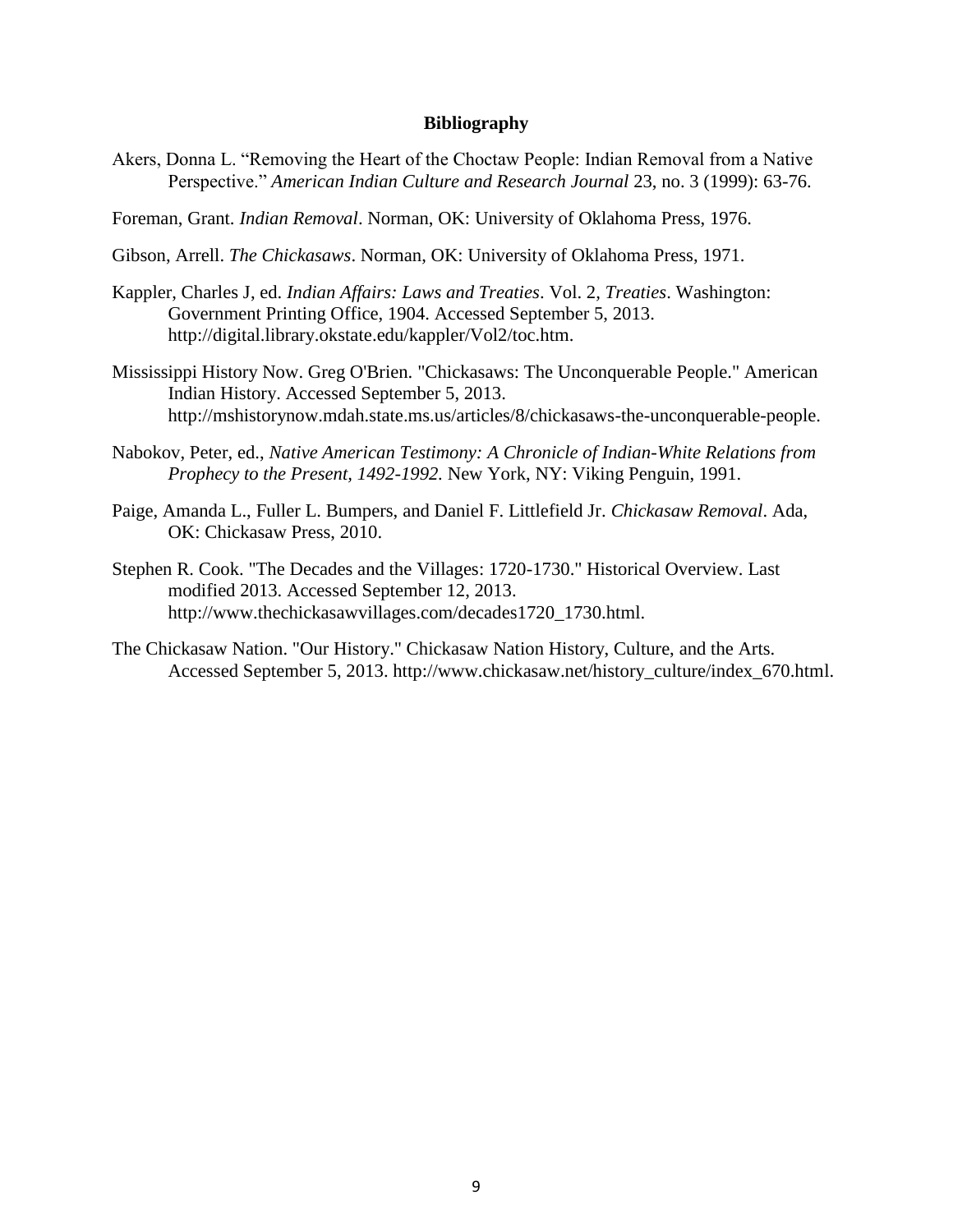**Bibliography**

Akers, Donna L. "Removing the Heart of the Choctaw People: Indian Removal from a Native Perspective." *American Indian Culture and Research Journal* 23, no. 3 (1999): 63-76.

Foreman, Grant. *Indian Removal*. Norman, OK: University of Oklahoma Press, 1976.

Gibson, Arrell. *The Chickasaws*. Norman, OK: University of Oklahoma Press, 1971.

Kappler, Charles J, ed. *Indian Affairs: Laws and Treaties*. Vol. 2, *Treaties*. Washington: Government Printing Office, 1904. Accessed September 5, 2013. http://digital.library.okstate.edu/kappler/Vol2/toc.htm.

Mississippi History Now. Greg O'Brien. "Chickasaws: The Unconquerable People." American Indian History. Accessed September 5, 2013. http://mshistorynow.mdah.state.ms.us/articles/8/chickasaws-the-unconquerable-people.

Nabokov, Peter, ed., *Native American Testimony: A Chronicle of Indian-White Relations from Prophecy to the Present, 1492-1992.* New York, NY: Viking Penguin, 1991.

Paige, Amanda L., Fuller L. Bumpers, and Daniel F. Littlefield Jr. *Chickasaw Removal*. Ada, OK: Chickasaw Press, 2010.

Stephen R. Cook. "The Decades and the Villages: 1720-1730." Historical Overview. Last modified 2013. Accessed September 12, 2013. http://www.thechickasawvillages.com/decades1720_1730.html.

The Chickasaw Nation. "Our History." Chickasaw Nation History, Culture, and the Arts. Accessed September 5, 2013. http://www.chickasaw.net/history_culture/index_670.html.